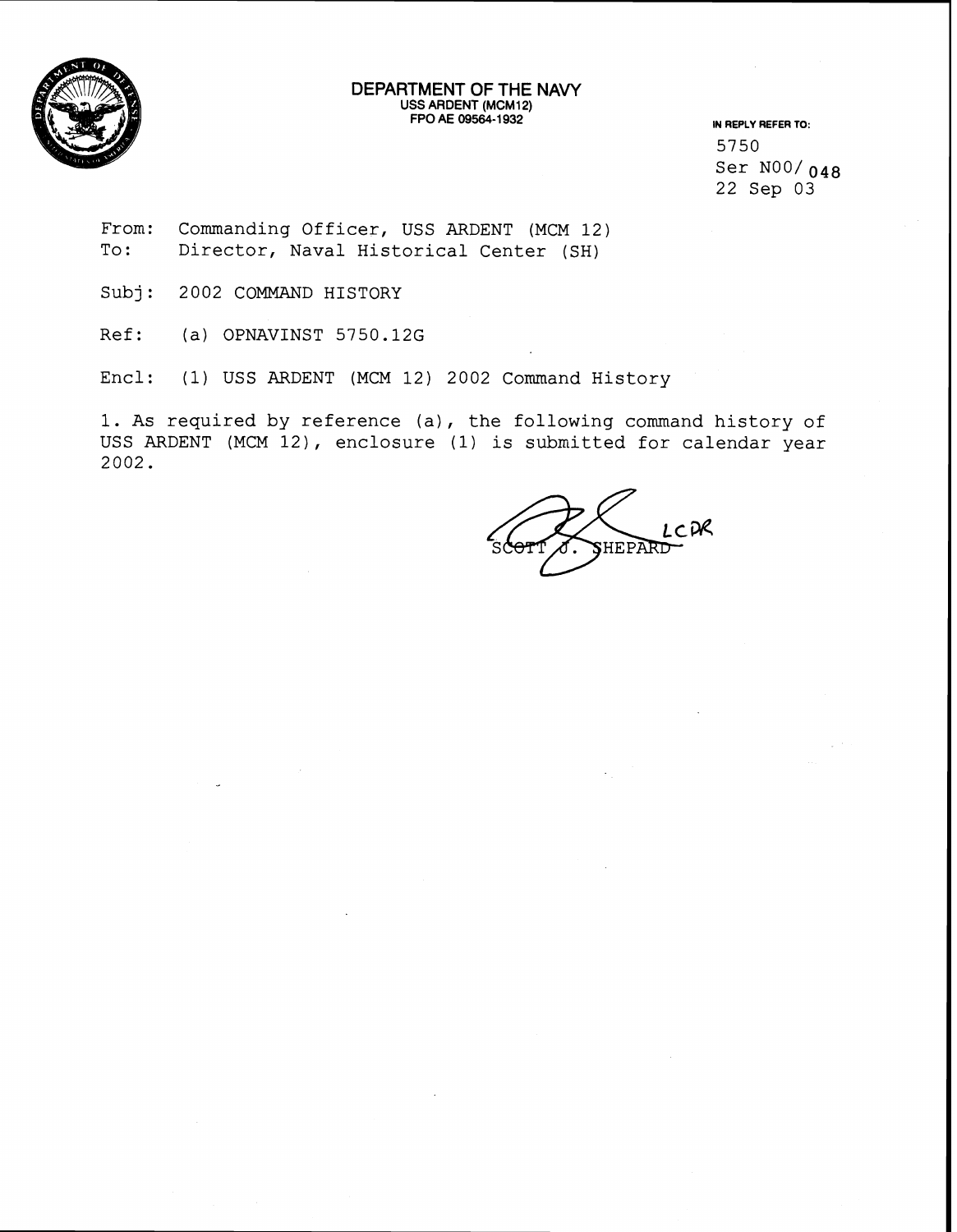**DEPARTMENT OF THE NAVY**
**USS ARDENT (MCM12)**
**FPO AE 09564-1932**

**IN REPLY REFER TO:**
5750
Ser N00/048
22 Sep 03

From: Commanding Officer, USS ARDENT (MCM 12)
To: Director, Naval Historical Center (SH)

Subj: 2002 COMMAND HISTORY

Ref: (a) OPNAVINST 5750.12G

Encl: (1) USS ARDENT (MCM 12) 2002 Command History

1. As required by reference (a), the following command history of USS ARDENT (MCM 12), enclosure (1) is submitted for calendar year 2002.

SCOTT J. SHEPARD LCDR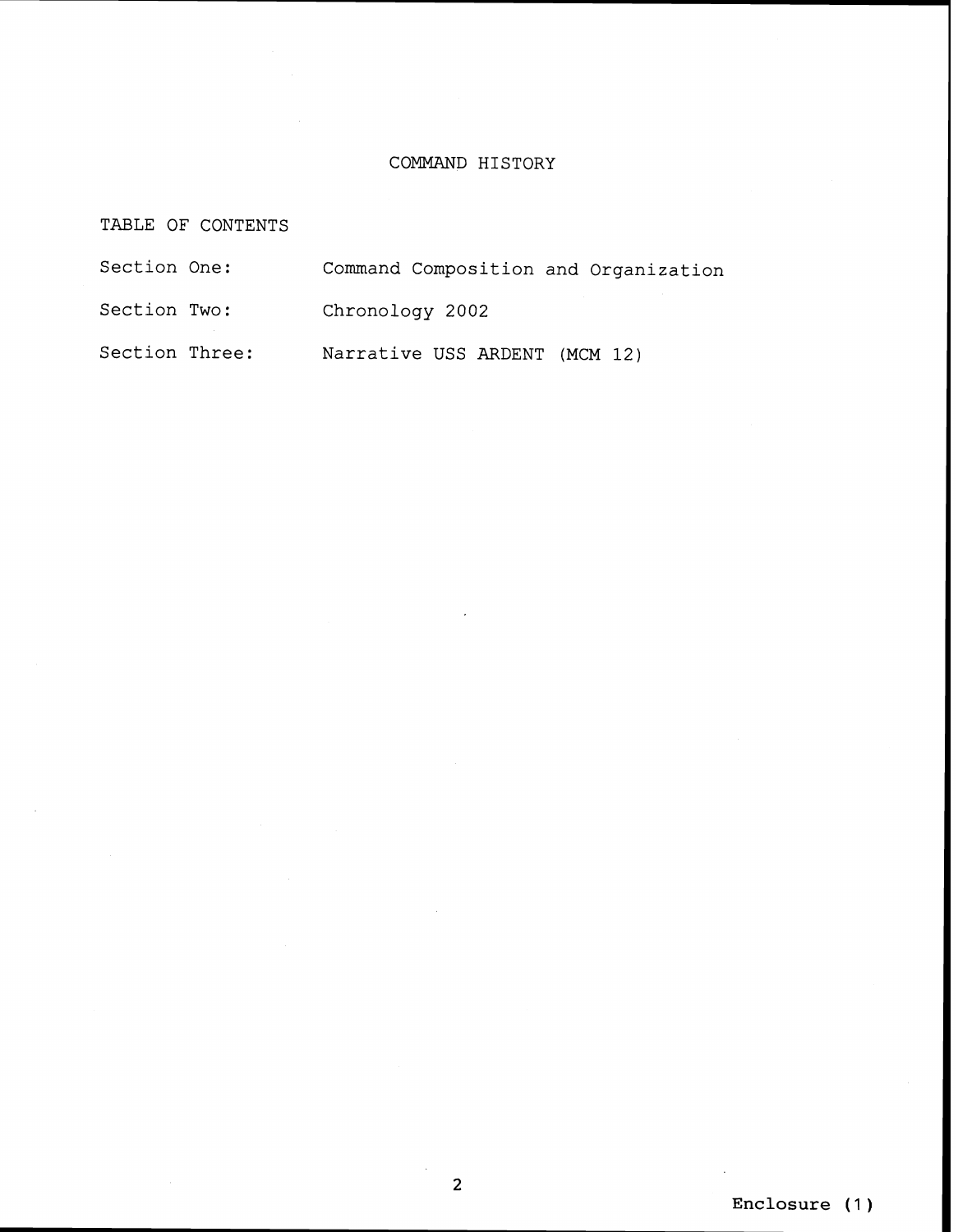# COMMAND HISTORY

## TABLE OF CONTENTS

| | |
|---|---|
| Section One: | Command Composition and Organization |
| Section Two: | Chronology 2002 |
| Section Three: | Narrative USS ARDENT (MCM 12) |

Enclosure (1)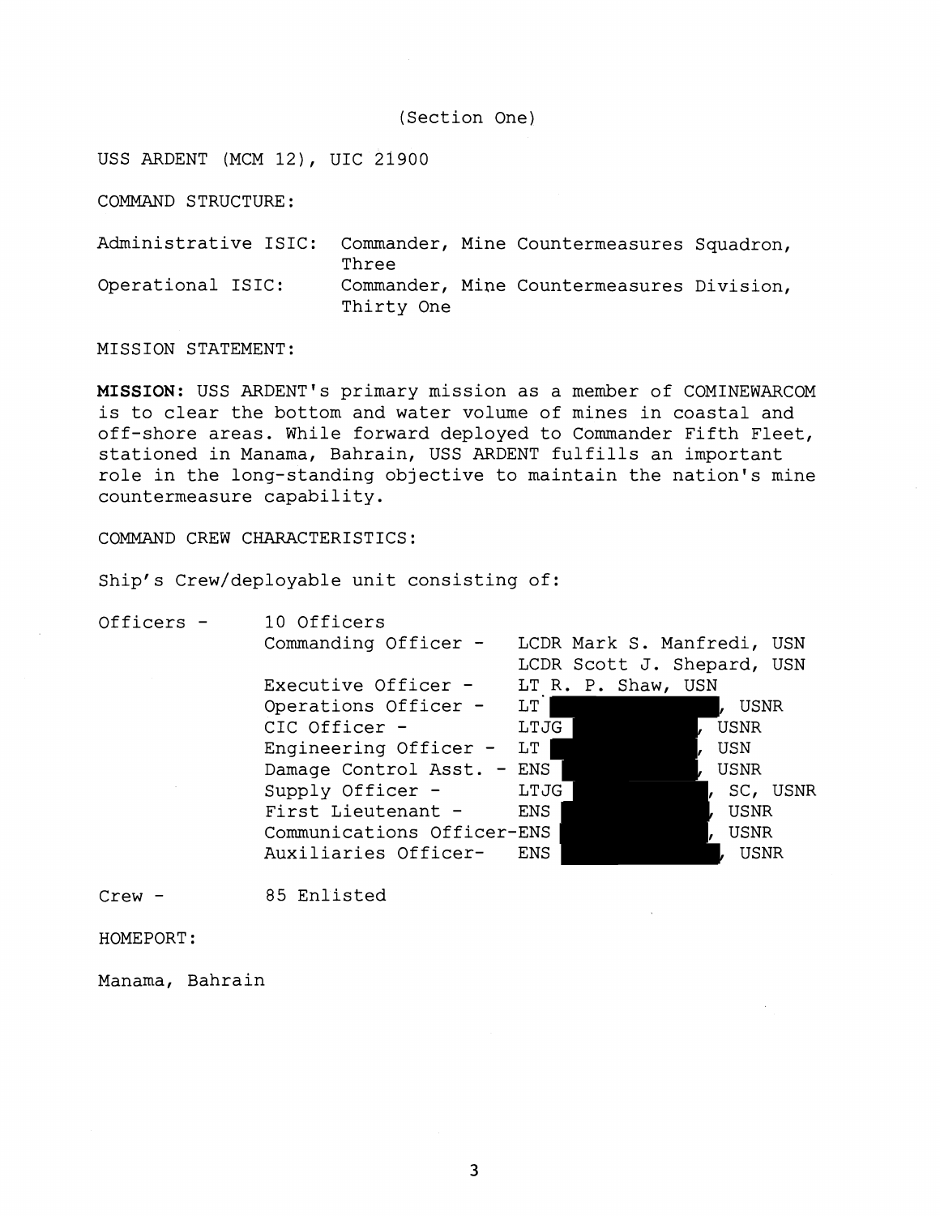(Section One)

USS ARDENT (MCM 12), UIC 21900

COMMAND STRUCTURE:

| | |
|---|---|
| Administrative ISIC: | Commander, Mine Countermeasures Squadron, Three |
| Operational ISIC: | Commander, Mine Countermeasures Division, Thirty One |

MISSION STATEMENT:

**MISSION:** USS ARDENT's primary mission as a member of COMINEWARCOM is to clear the bottom and water volume of mines in coastal and off-shore areas. While forward deployed to Commander Fifth Fleet, stationed in Manama, Bahrain, USS ARDENT fulfills an important role in the long-standing objective to maintain the nation's mine countermeasure capability.

COMMAND CREW CHARACTERISTICS:

Ship's Crew/deployable unit consisting of:

| | | |
|---|---|---|
| Officers - | 10 Officers | |
| | Commanding Officer - | LCDR Mark S. Manfredi, USN |
| | | LCDR Scott J. Shepard, USN |
| | Executive Officer - | LT R. P. Shaw, USN |
| | Operations Officer - | LT ██████, USNR |
| | CIC Officer - | LTJG ██████, USNR |
| | Engineering Officer - | LT ██████, USN |
| | Damage Control Asst. - | ENS ██████, USNR |
| | Supply Officer - | LTJG ██████, SC, USNR |
| | First Lieutenant - | ENS ██████, USNR |
| | Communications Officer- | ENS ██████, USNR |
| | Auxiliaries Officer- | ENS ██████, USNR |
| Crew - | 85 Enlisted | |

HOMEPORT:

Manama, Bahrain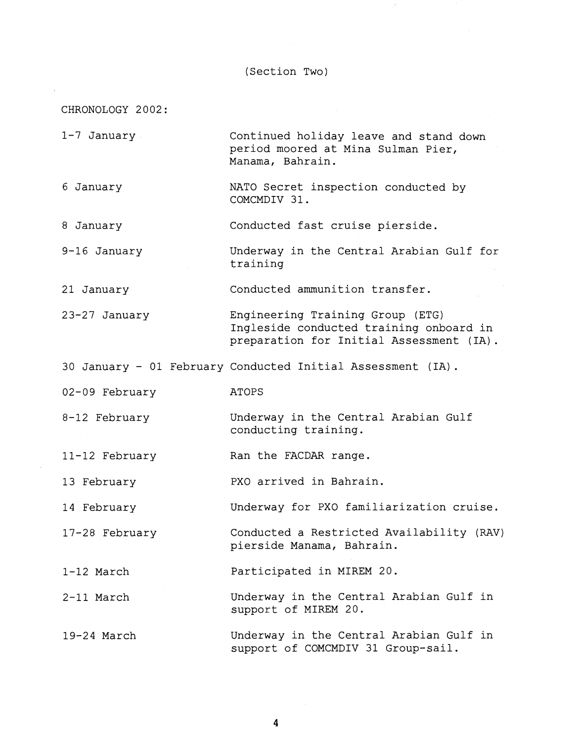(Section Two)

CHRONOLOGY 2002:

| | |
|---|---|
| 1-7 January | Continued holiday leave and stand down period moored at Mina Sulman Pier, Manama, Bahrain. |
| 6 January | NATO Secret inspection conducted by COMCMDIV 31. |
| 8 January | Conducted fast cruise pierside. |
| 9-16 January | Underway in the Central Arabian Gulf for training |
| 21 January | Conducted ammunition transfer. |
| 23-27 January | Engineering Training Group (ETG) Ingleside conducted training onboard in preparation for Initial Assessment (IA). |
| 30 January - 01 February | Conducted Initial Assessment (IA). |
| 02-09 February | ATOPS |
| 8-12 February | Underway in the Central Arabian Gulf conducting training. |
| 11-12 February | Ran the FACDAR range. |
| 13 February | PXO arrived in Bahrain. |
| 14 February | Underway for PXO familiarization cruise. |
| 17-28 February | Conducted a Restricted Availability (RAV) pierside Manama, Bahrain. |
| 1-12 March | Participated in MIREM 20. |
| 2-11 March | Underway in the Central Arabian Gulf in support of MIREM 20. |
| 19-24 March | Underway in the Central Arabian Gulf in support of COMCMDIV 31 Group-sail. |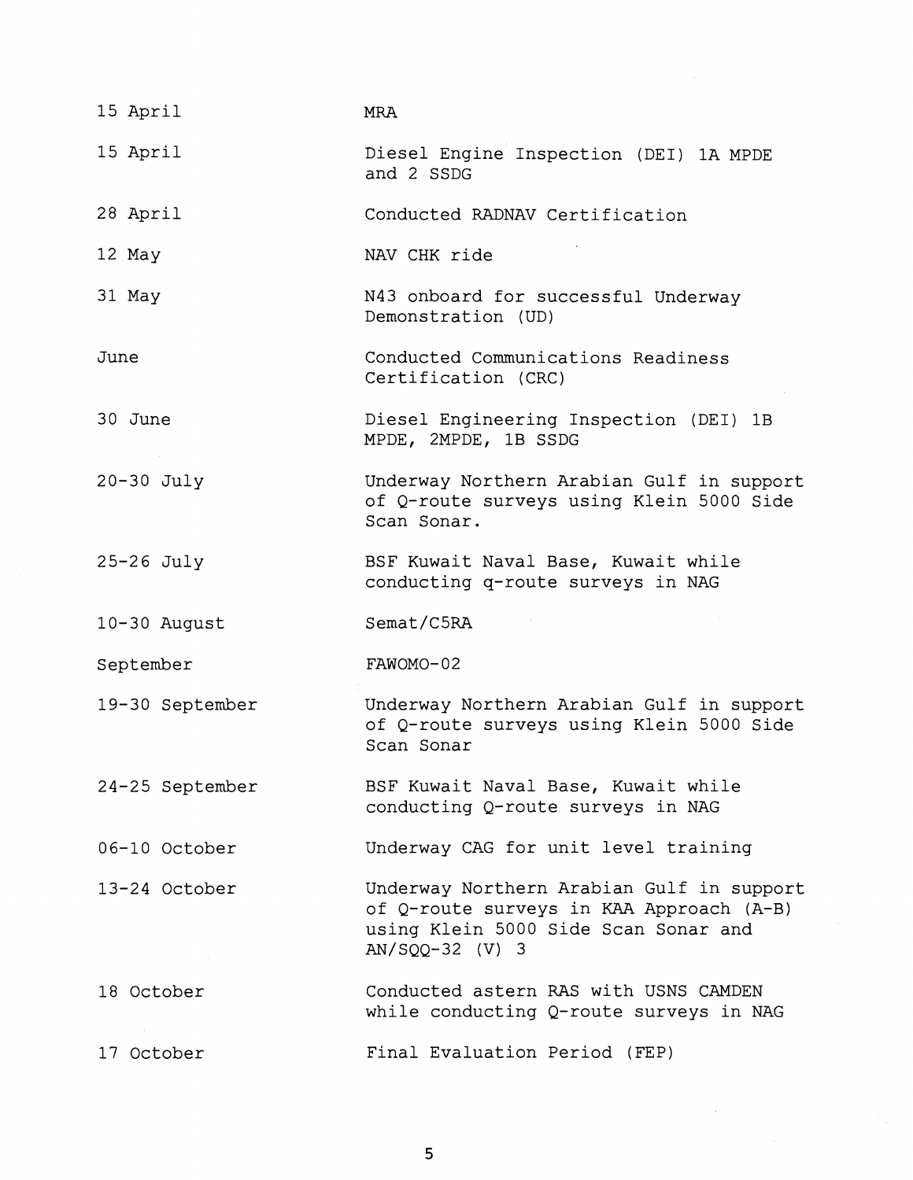| | |
|---|---|
| 15 April | MRA |
| 15 April | Diesel Engine Inspection (DEI) 1A MPDE and 2 SSDG |
| 28 April | Conducted RADNAV Certification |
| 12 May | NAV CHK ride |
| 31 May | N43 onboard for successful Underway Demonstration (UD) |
| June | Conducted Communications Readiness Certification (CRC) |
| 30 June | Diesel Engineering Inspection (DEI) 1B MPDE, 2MPDE, 1B SSDG |
| 20-30 July | Underway Northern Arabian Gulf in support of Q-route surveys using Klein 5000 Side Scan Sonar. |
| 25-26 July | BSF Kuwait Naval Base, Kuwait while conducting q-route surveys in NAG |
| 10-30 August | Semat/C5RA |
| September | FAWOMO-02 |
| 19-30 September | Underway Northern Arabian Gulf in support of Q-route surveys using Klein 5000 Side Scan Sonar |
| 24-25 September | BSF Kuwait Naval Base, Kuwait while conducting Q-route surveys in NAG |
| 06-10 October | Underway CAG for unit level training |
| 13-24 October | Underway Northern Arabian Gulf in support of Q-route surveys in KAA Approach (A-B) using Klein 5000 Side Scan Sonar and AN/SQQ-32 (V) 3 |
| 18 October | Conducted astern RAS with USNS CAMDEN while conducting Q-route surveys in NAG |
| 17 October | Final Evaluation Period (FEP) |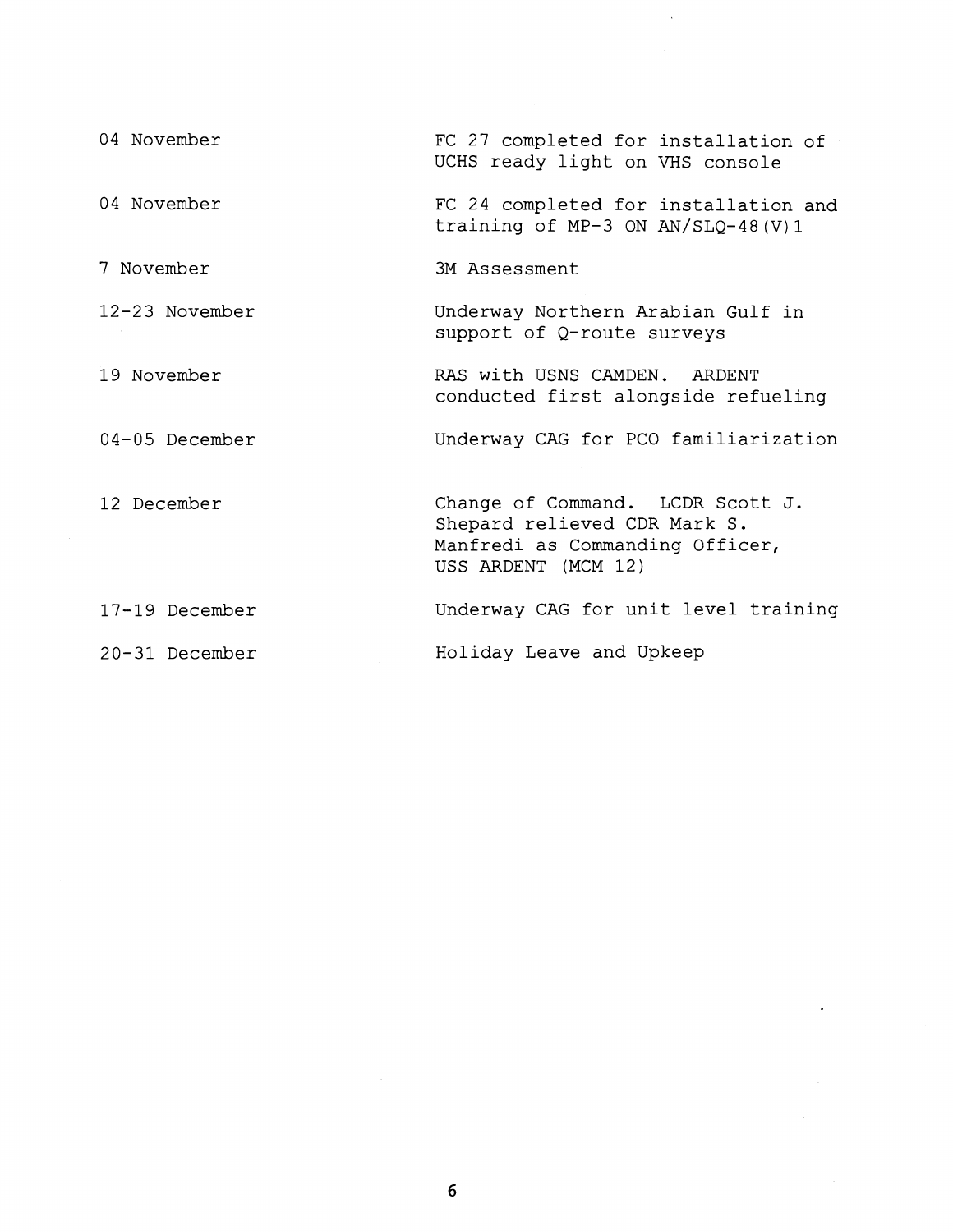| | |
|---|---|
| 04 November | FC 27 completed for installation of UCHS ready light on VHS console |
| 04 November | FC 24 completed for installation and training of MP-3 ON AN/SLQ-48(V)1 |
| 7 November | 3M Assessment |
| 12-23 November | Underway Northern Arabian Gulf in support of Q-route surveys |
| 19 November | RAS with USNS CAMDEN. ARDENT conducted first alongside refueling |
| 04-05 December | Underway CAG for PCO familiarization |
| 12 December | Change of Command. LCDR Scott J. Shepard relieved CDR Mark S. Manfredi as Commanding Officer, USS ARDENT (MCM 12) |
| 17-19 December | Underway CAG for unit level training |
| 20-31 December | Holiday Leave and Upkeep |